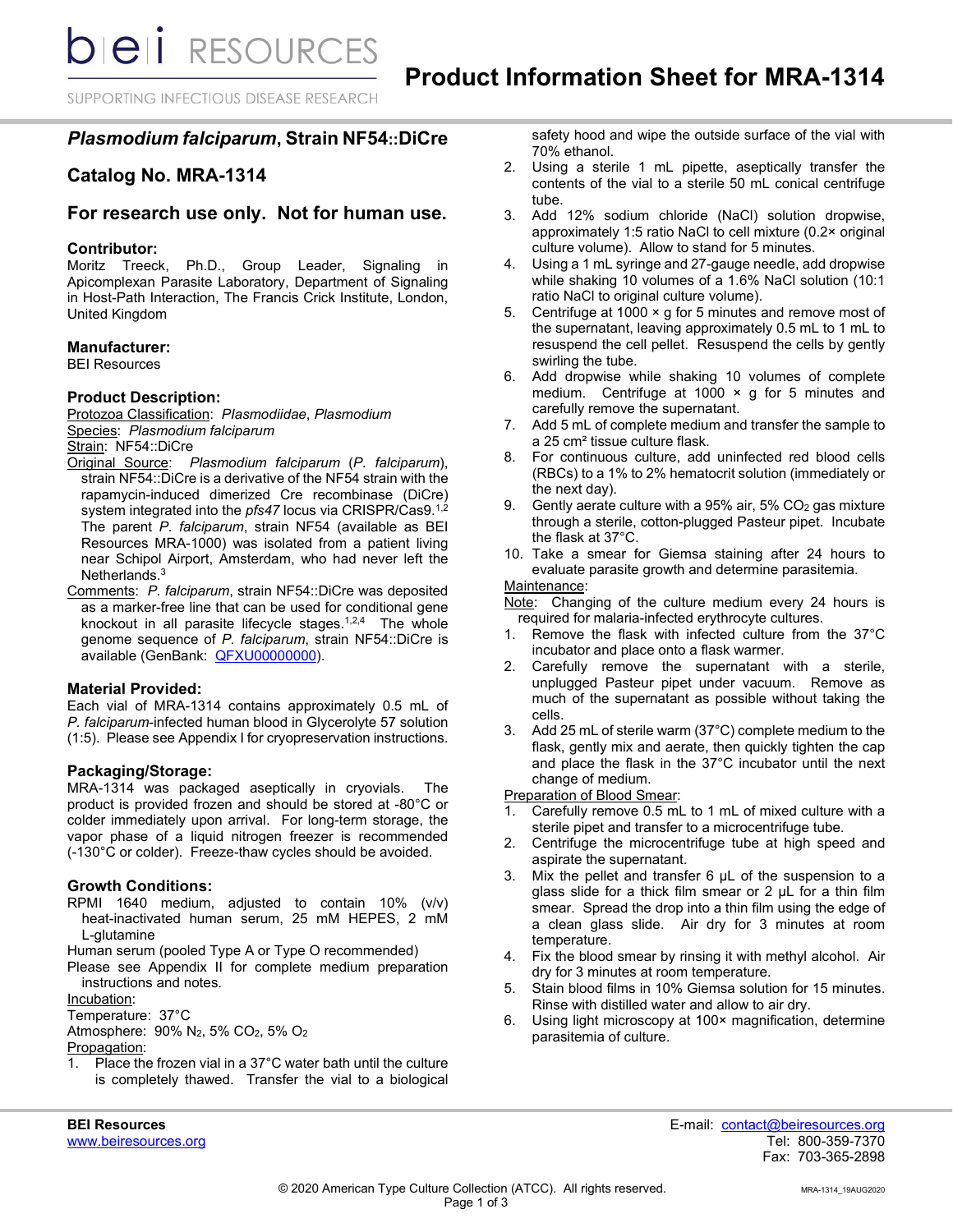# Product Information Sheet for MRA-1314

## *Plasmodium falciparum*, Strain NF54::DiCre

## Catalog No. MRA-1314

## For research use only. Not for human use.

### Contributor:

Moritz Treeck, Ph.D., Group Leader, Signaling in Apicomplexan Parasite Laboratory, Department of Signaling in Host-Path Interaction, The Francis Crick Institute, London, United Kingdom

### Manufacturer:

BEI Resources

### Product Description:

Protozoa Classification: *Plasmodiidae*, *Plasmodium*
Species: *Plasmodium falciparum*
Strain: NF54::DiCre
Original Source: *Plasmodium falciparum* (*P. falciparum*), strain NF54::DiCre is a derivative of the NF54 strain with the rapamycin-induced dimerized Cre recombinase (DiCre) system integrated into the *pfs47* locus via CRISPR/Cas9.[1,2] The parent *P. falciparum*, strain NF54 (available as BEI Resources MRA-1000) was isolated from a patient living near Schipol Airport, Amsterdam, who had never left the Netherlands.[3]
Comments: *P. falciparum*, strain NF54::DiCre was deposited as a marker-free line that can be used for conditional gene knockout in all parasite lifecycle stages.[1,2,4] The whole genome sequence of *P. falciparum*, strain NF54::DiCre is available (GenBank: QFXU00000000).

### Material Provided:

Each vial of MRA-1314 contains approximately 0.5 mL of *P. falciparum*-infected human blood in Glycerolyte 57 solution (1:5). Please see Appendix I for cryopreservation instructions.

### Packaging/Storage:

MRA-1314 was packaged aseptically in cryovials. The product is provided frozen and should be stored at -80°C or colder immediately upon arrival. For long-term storage, the vapor phase of a liquid nitrogen freezer is recommended (-130°C or colder). Freeze-thaw cycles should be avoided.

### Growth Conditions:

RPMI 1640 medium, adjusted to contain 10% (v/v) heat-inactivated human serum, 25 mM HEPES, 2 mM L-glutamine
Human serum (pooled Type A or Type O recommended)
Please see Appendix II for complete medium preparation instructions and notes.

Incubation:
Temperature: 37°C
Atmosphere: 90% $N_2$, 5% $CO_2$, 5% $O_2$

Propagation:

1. Place the frozen vial in a 37°C water bath until the culture is completely thawed. Transfer the vial to a biological safety hood and wipe the outside surface of the vial with 70% ethanol.
2. Using a sterile 1 mL pipette, aseptically transfer the contents of the vial to a sterile 50 mL conical centrifuge tube.
3. Add 12% sodium chloride (NaCl) solution dropwise, approximately 1:5 ratio NaCl to cell mixture (0.2× original culture volume). Allow to stand for 5 minutes.
4. Using a 1 mL syringe and 27-gauge needle, add dropwise while shaking 10 volumes of a 1.6% NaCl solution (10:1 ratio NaCl to original culture volume).
5. Centrifuge at 1000 × g for 5 minutes and remove most of the supernatant, leaving approximately 0.5 mL to 1 mL to resuspend the cell pellet. Resuspend the cells by gently swirling the tube.
6. Add dropwise while shaking 10 volumes of complete medium. Centrifuge at 1000 × g for 5 minutes and carefully remove the supernatant.
7. Add 5 mL of complete medium and transfer the sample to a 25 cm² tissue culture flask.
8. For continuous culture, add uninfected red blood cells (RBCs) to a 1% to 2% hematocrit solution (immediately or the next day).
9. Gently aerate culture with a 95% air, 5% $CO_2$ gas mixture through a sterile, cotton-plugged Pasteur pipet. Incubate the flask at 37°C.
10. Take a smear for Giemsa staining after 24 hours to evaluate parasite growth and determine parasitemia.

Maintenance:

Note: Changing of the culture medium every 24 hours is required for malaria-infected erythrocyte cultures.

1. Remove the flask with infected culture from the 37°C incubator and place onto a flask warmer.
2. Carefully remove the supernatant with a sterile, unplugged Pasteur pipet under vacuum. Remove as much of the supernatant as possible without taking the cells.
3. Add 25 mL of sterile warm (37°C) complete medium to the flask, gently mix and aerate, then quickly tighten the cap and place the flask in the 37°C incubator until the next change of medium.

Preparation of Blood Smear:

1. Carefully remove 0.5 mL to 1 mL of mixed culture with a sterile pipet and transfer to a microcentrifuge tube.
2. Centrifuge the microcentrifuge tube at high speed and aspirate the supernatant.
3. Mix the pellet and transfer 6 µL of the suspension to a glass slide for a thick film smear or 2 µL for a thin film smear. Spread the drop into a thin film using the edge of a clean glass slide. Air dry for 3 minutes at room temperature.
4. Fix the blood smear by rinsing it with methyl alcohol. Air dry for 3 minutes at room temperature.
5. Stain blood films in 10% Giemsa solution for 15 minutes. Rinse with distilled water and allow to air dry.
6. Using light microscopy at 100× magnification, determine parasitemia of culture.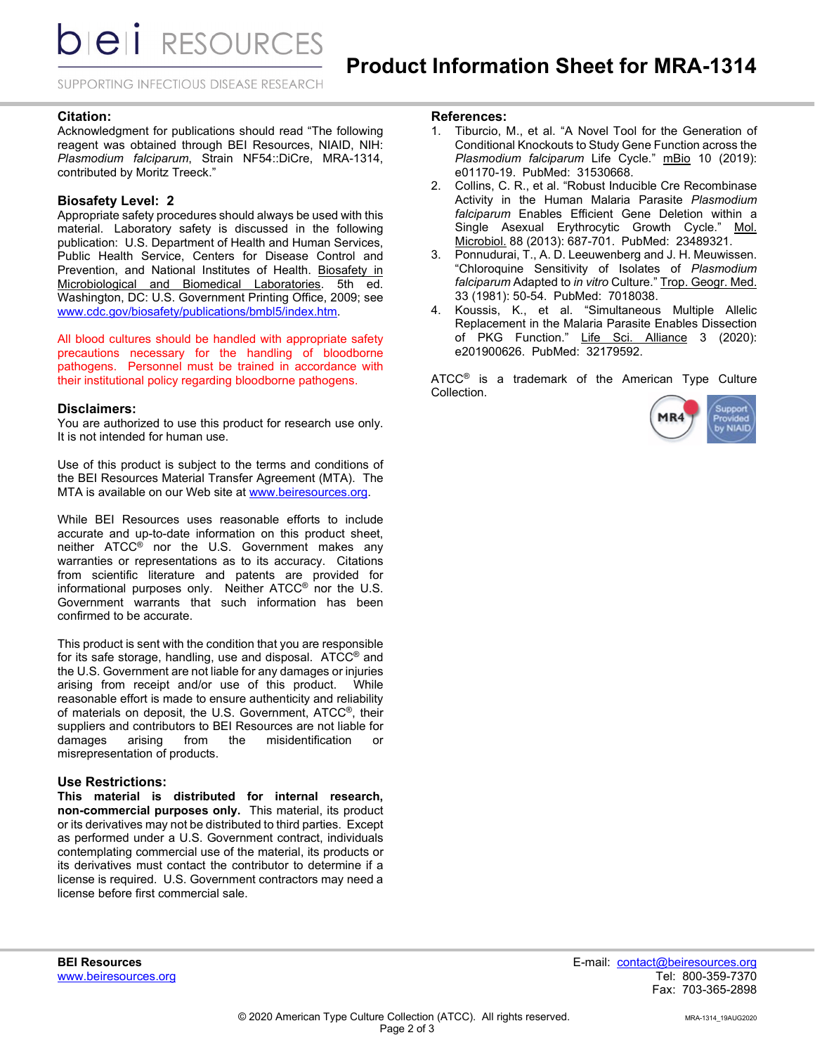### Citation:

Acknowledgment for publications should read "The following reagent was obtained through BEI Resources, NIAID, NIH: *Plasmodium falciparum*, Strain NF54::DiCre, MRA-1314, contributed by Moritz Treeck."

### Biosafety Level: 2

Appropriate safety procedures should always be used with this material. Laboratory safety is discussed in the following publication: U.S. Department of Health and Human Services, Public Health Service, Centers for Disease Control and Prevention, and National Institutes of Health. Biosafety in Microbiological and Biomedical Laboratories. 5th ed. Washington, DC: U.S. Government Printing Office, 2009; see www.cdc.gov/biosafety/publications/bmbl5/index.htm.

All blood cultures should be handled with appropriate safety precautions necessary for the handling of bloodborne pathogens. Personnel must be trained in accordance with their institutional policy regarding bloodborne pathogens.

### Disclaimers:

You are authorized to use this product for research use only. It is not intended for human use.

Use of this product is subject to the terms and conditions of the BEI Resources Material Transfer Agreement (MTA). The MTA is available on our Web site at www.beiresources.org.

While BEI Resources uses reasonable efforts to include accurate and up-to-date information on this product sheet, neither ATCC® nor the U.S. Government makes any warranties or representations as to its accuracy. Citations from scientific literature and patents are provided for informational purposes only. Neither ATCC® nor the U.S. Government warrants that such information has been confirmed to be accurate.

This product is sent with the condition that you are responsible for its safe storage, handling, use and disposal. ATCC® and the U.S. Government are not liable for any damages or injuries arising from receipt and/or use of this product. While reasonable effort is made to ensure authenticity and reliability of materials on deposit, the U.S. Government, ATCC®, their suppliers and contributors to BEI Resources are not liable for damages arising from the misidentification or misrepresentation of products.

### Use Restrictions:

**This material is distributed for internal research, non-commercial purposes only.** This material, its product or its derivatives may not be distributed to third parties. Except as performed under a U.S. Government contract, individuals contemplating commercial use of the material, its products or its derivatives must contact the contributor to determine if a license is required. U.S. Government contractors may need a license before first commercial sale.

### References:

1. Tiburcio, M., et al. "A Novel Tool for the Generation of Conditional Knockouts to Study Gene Function across the *Plasmodium falciparum* Life Cycle." mBio 10 (2019): e01170-19. PubMed: 31530668.
2. Collins, C. R., et al. "Robust Inducible Cre Recombinase Activity in the Human Malaria Parasite *Plasmodium falciparum* Enables Efficient Gene Deletion within a Single Asexual Erythrocytic Growth Cycle." Mol. Microbiol. 88 (2013): 687-701. PubMed: 23489321.
3. Ponnudurai, T., A. D. Leeuwenberg and J. H. Meuwissen. "Chloroquine Sensitivity of Isolates of *Plasmodium falciparum* Adapted to *in vitro* Culture." Trop. Geogr. Med. 33 (1981): 50-54. PubMed: 7018038.
4. Koussis, K., et al. "Simultaneous Multiple Allelic Replacement in the Malaria Parasite Enables Dissection of PKG Function." Life Sci. Alliance 3 (2020): e201900626. PubMed: 32179592.

ATCC® is a trademark of the American Type Culture Collection.

**BEI Resources**
www.beiresources.org

E-mail: contact@beiresources.org
Tel: 800-359-7370
Fax: 703-365-2898

© 2020 American Type Culture Collection (ATCC). All rights reserved.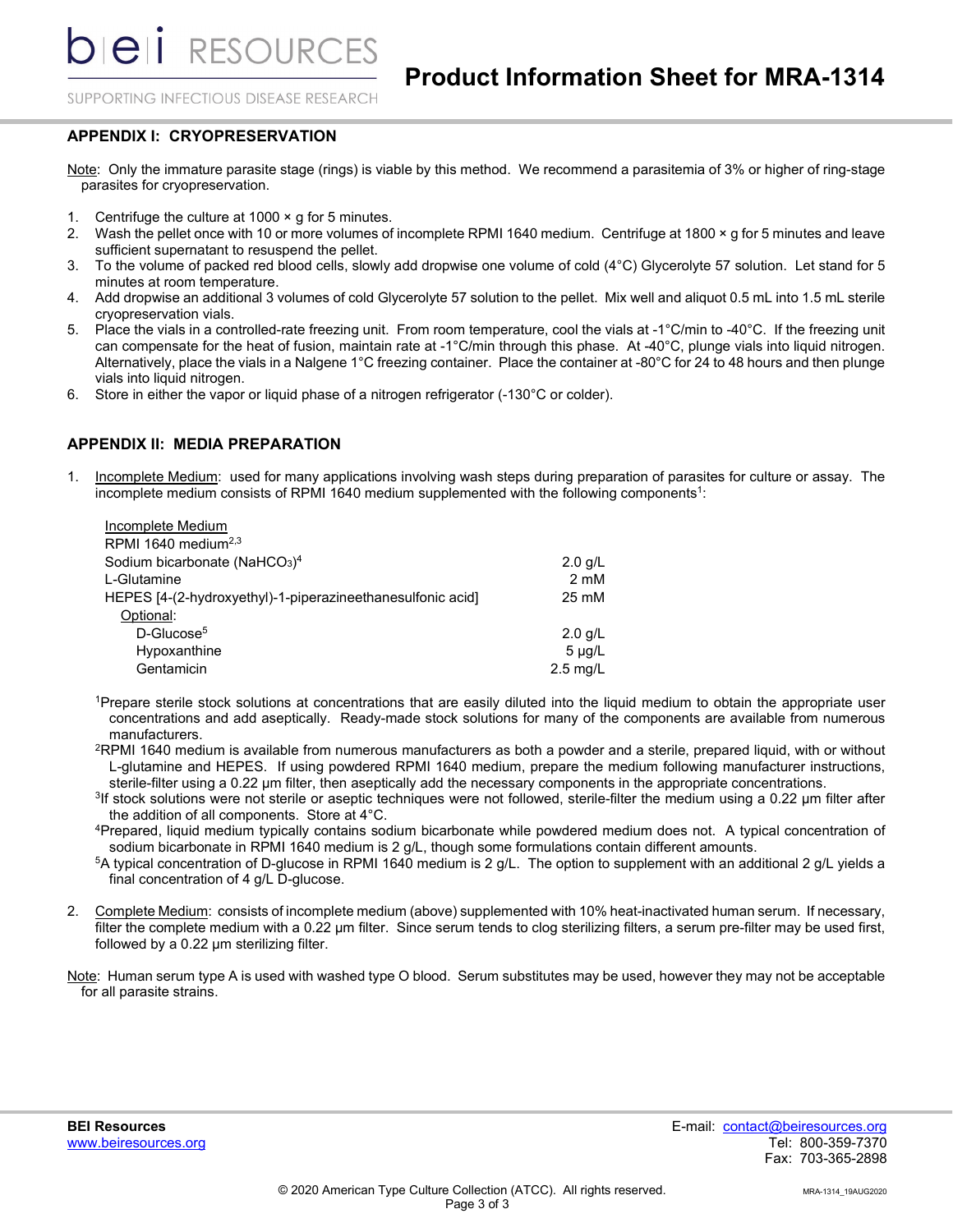## APPENDIX I: CRYOPRESERVATION

Note: Only the immature parasite stage (rings) is viable by this method. We recommend a parasitemia of 3% or higher of ring-stage parasites for cryopreservation.

1. Centrifuge the culture at 1000 × g for 5 minutes.
2. Wash the pellet once with 10 or more volumes of incomplete RPMI 1640 medium. Centrifuge at 1800 × g for 5 minutes and leave sufficient supernatant to resuspend the pellet.
3. To the volume of packed red blood cells, slowly add dropwise one volume of cold (4°C) Glycerolyte 57 solution. Let stand for 5 minutes at room temperature.
4. Add dropwise an additional 3 volumes of cold Glycerolyte 57 solution to the pellet. Mix well and aliquot 0.5 mL into 1.5 mL sterile cryopreservation vials.
5. Place the vials in a controlled-rate freezing unit. From room temperature, cool the vials at -1°C/min to -40°C. If the freezing unit can compensate for the heat of fusion, maintain rate at -1°C/min through this phase. At -40°C, plunge vials into liquid nitrogen. Alternatively, place the vials in a Nalgene 1°C freezing container. Place the container at -80°C for 24 to 48 hours and then plunge vials into liquid nitrogen.
6. Store in either the vapor or liquid phase of a nitrogen refrigerator (-130°C or colder).

## APPENDIX II: MEDIA PREPARATION

1. Incomplete Medium: used for many applications involving wash steps during preparation of parasites for culture or assay. The incomplete medium consists of RPMI 1640 medium supplemented with the following components[1]:

| Incomplete Medium | |
|---|---|
| RPMI 1640 medium[2,3] | |
| Sodium bicarbonate ($NaHCO_3$)[4] | 2.0 g/L |
| L-Glutamine | 2 mM |
| HEPES [4-(2-hydroxyethyl)-1-piperazineethanesulfonic acid] | 25 mM |
| Optional: | |
| D-Glucose[5] | 2.0 g/L |
| Hypoxanthine | 5 µg/L |
| Gentamicin | 2.5 mg/L |

[1]Prepare sterile stock solutions at concentrations that are easily diluted into the liquid medium to obtain the appropriate user concentrations and add aseptically. Ready-made stock solutions for many of the components are available from numerous manufacturers.

[2]RPMI 1640 medium is available from numerous manufacturers as both a powder and a sterile, prepared liquid, with or without L-glutamine and HEPES. If using powdered RPMI 1640 medium, prepare the medium following manufacturer instructions, sterile-filter using a 0.22 µm filter, then aseptically add the necessary components in the appropriate concentrations.

[3]If stock solutions were not sterile or aseptic techniques were not followed, sterile-filter the medium using a 0.22 µm filter after the addition of all components. Store at 4°C.

[4]Prepared, liquid medium typically contains sodium bicarbonate while powdered medium does not. A typical concentration of sodium bicarbonate in RPMI 1640 medium is 2 g/L, though some formulations contain different amounts.

[5]A typical concentration of D-glucose in RPMI 1640 medium is 2 g/L. The option to supplement with an additional 2 g/L yields a final concentration of 4 g/L D-glucose.

2. Complete Medium: consists of incomplete medium (above) supplemented with 10% heat-inactivated human serum. If necessary, filter the complete medium with a 0.22 µm filter. Since serum tends to clog sterilizing filters, a serum pre-filter may be used first, followed by a 0.22 µm sterilizing filter.

Note: Human serum type A is used with washed type O blood. Serum substitutes may be used, however they may not be acceptable for all parasite strains.